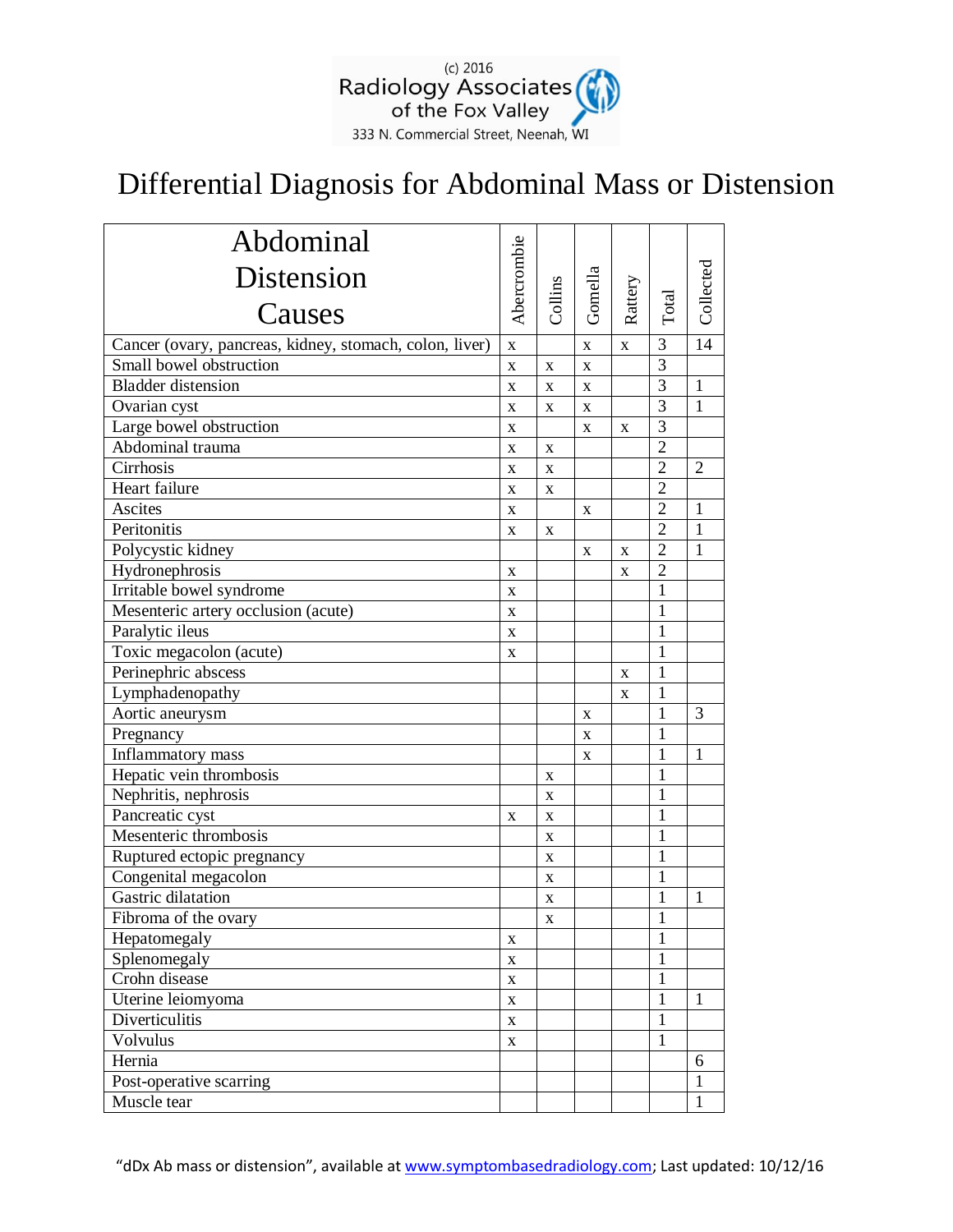(c) 2016
Radiology Associates
of the Fox Valley
333 N. Commercial Street, Neenah, WI

# Differential Diagnosis for Abdominal Mass or Distension

| Abdominal Distension Causes | Abercrombie | Collins | Gomella | Rattery | Total | Collected |
|---|---|---|---|---|---|---|
| Cancer (ovary, pancreas, kidney, stomach, colon, liver) | x | | x | x | 3 | 14 |
| Small bowel obstruction | x | x | x | | 3 | |
| Bladder distension | x | x | x | | 3 | 1 |
| Ovarian cyst | x | x | x | | 3 | 1 |
| Large bowel obstruction | x | | x | x | 3 | |
| Abdominal trauma | x | x | | | 2 | |
| Cirrhosis | x | x | | | 2 | 2 |
| Heart failure | x | x | | | 2 | |
| Ascites | x | | x | | 2 | 1 |
| Peritonitis | x | x | | | 2 | 1 |
| Polycystic kidney | | | x | x | 2 | 1 |
| Hydronephrosis | x | | | x | 2 | |
| Irritable bowel syndrome | x | | | | 1 | |
| Mesenteric artery occlusion (acute) | x | | | | 1 | |
| Paralytic ileus | x | | | | 1 | |
| Toxic megacolon (acute) | x | | | | 1 | |
| Perinephric abscess | | | | x | 1 | |
| Lymphadenopathy | | | | x | 1 | |
| Aortic aneurysm | | | x | | 1 | 3 |
| Pregnancy | | | x | | 1 | |
| Inflammatory mass | | | x | | 1 | 1 |
| Hepatic vein thrombosis | | x | | | 1 | |
| Nephritis, nephrosis | | x | | | 1 | |
| Pancreatic cyst | x | x | | | 1 | |
| Mesenteric thrombosis | | x | | | 1 | |
| Ruptured ectopic pregnancy | | x | | | 1 | |
| Congenital megacolon | | x | | | 1 | |
| Gastric dilatation | | x | | | 1 | 1 |
| Fibroma of the ovary | | x | | | 1 | |
| Hepatomegaly | x | | | | 1 | |
| Splenomegaly | x | | | | 1 | |
| Crohn disease | x | | | | 1 | |
| Uterine leiomyoma | x | | | | 1 | 1 |
| Diverticulitis | x | | | | 1 | |
| Volvulus | x | | | | 1 | |
| Hernia | | | | | | 6 |
| Post-operative scarring | | | | | | 1 |
| Muscle tear | | | | | | 1 |

"dDx Ab mass or distension", available at www.symptombasedradiology.com; Last updated: 10/12/16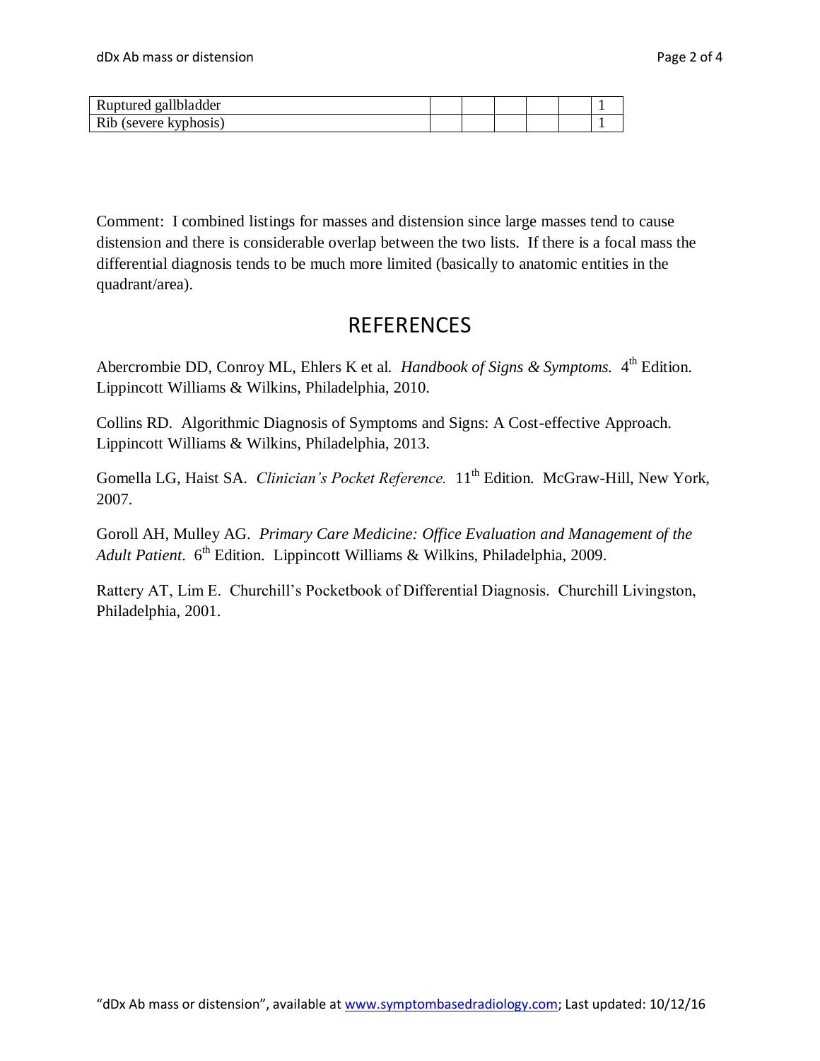| | | | | | | |
|---|---|---|---|---|---|---|
| Ruptured gallbladder | | | | | | 1 |
| Rib (severe kyphosis) | | | | | | 1 |

Comment: I combined listings for masses and distension since large masses tend to cause distension and there is considerable overlap between the two lists. If there is a focal mass the differential diagnosis tends to be much more limited (basically to anatomic entities in the quadrant/area).

# REFERENCES

Abercrombie DD, Conroy ML, Ehlers K et al. *Handbook of Signs & Symptoms.* 4th Edition. Lippincott Williams & Wilkins, Philadelphia, 2010.

Collins RD. Algorithmic Diagnosis of Symptoms and Signs: A Cost-effective Approach. Lippincott Williams & Wilkins, Philadelphia, 2013.

Gomella LG, Haist SA. *Clinician's Pocket Reference.* 11th Edition. McGraw-Hill, New York, 2007.

Goroll AH, Mulley AG. *Primary Care Medicine: Office Evaluation and Management of the Adult Patient.* 6th Edition. Lippincott Williams & Wilkins, Philadelphia, 2009.

Rattery AT, Lim E. Churchill's Pocketbook of Differential Diagnosis. Churchill Livingston, Philadelphia, 2001.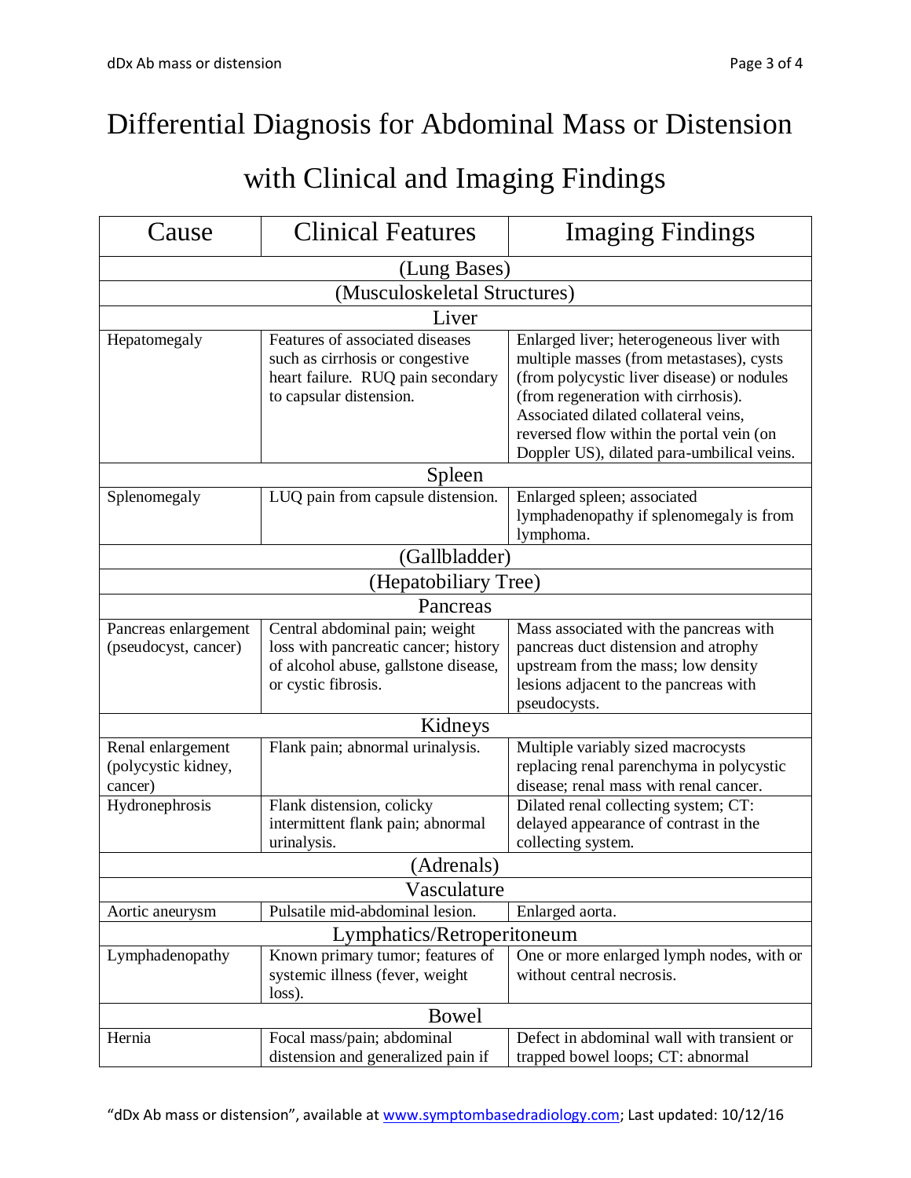# Differential Diagnosis for Abdominal Mass or Distension with Clinical and Imaging Findings

| Cause | Clinical Features | Imaging Findings |
|---|---|---|
| (Lung Bases) | | |
| (Musculoskeletal Structures) | | |
| Liver | | |
| Hepatomegaly | Features of associated diseases such as cirrhosis or congestive heart failure. RUQ pain secondary to capsular distension. | Enlarged liver; heterogeneous liver with multiple masses (from metastases), cysts (from polycystic liver disease) or nodules (from regeneration with cirrhosis). Associated dilated collateral veins, reversed flow within the portal vein (on Doppler US), dilated para-umbilical veins. |
| Spleen | | |
| Splenomegaly | LUQ pain from capsule distension. | Enlarged spleen; associated lymphadenopathy if splenomegaly is from lymphoma. |
| (Gallbladder) | | |
| (Hepatobiliary Tree) | | |
| Pancreas | | |
| Pancreas enlargement (pseudocyst, cancer) | Central abdominal pain; weight loss with pancreatic cancer; history of alcohol abuse, gallstone disease, or cystic fibrosis. | Mass associated with the pancreas with pancreas duct distension and atrophy upstream from the mass; low density lesions adjacent to the pancreas with pseudocysts. |
| Kidneys | | |
| Renal enlargement (polycystic kidney, cancer) | Flank pain; abnormal urinalysis. | Multiple variably sized macrocysts replacing renal parenchyma in polycystic disease; renal mass with renal cancer. |
| Hydronephrosis | Flank distension, colicky intermittent flank pain; abnormal urinalysis. | Dilated renal collecting system; CT: delayed appearance of contrast in the collecting system. |
| (Adrenals) | | |
| Vasculature | | |
| Aortic aneurysm | Pulsatile mid-abdominal lesion. | Enlarged aorta. |
| Lymphatics/Retroperitoneum | | |
| Lymphadenopathy | Known primary tumor; features of systemic illness (fever, weight loss). | One or more enlarged lymph nodes, with or without central necrosis. |
| Bowel | | |
| Hernia | Focal mass/pain; abdominal distension and generalized pain if | Defect in abdominal wall with transient or trapped bowel loops; CT: abnormal |

"dDx Ab mass or distension", available at www.symptombasedradiology.com; Last updated: 10/12/16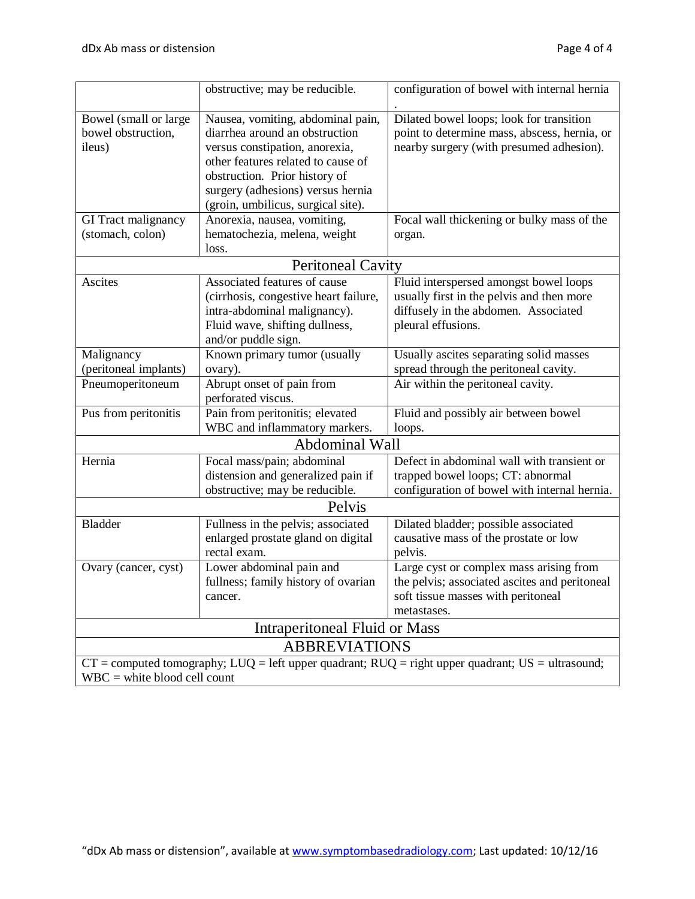| | | |
|---|---|---|
| | obstructive; may be reducible. | configuration of bowel with internal hernia . |
| Bowel (small or large bowel obstruction, ileus) | Nausea, vomiting, abdominal pain, diarrhea around an obstruction versus constipation, anorexia, other features related to cause of obstruction. Prior history of surgery (adhesions) versus hernia (groin, umbilicus, surgical site). | Dilated bowel loops; look for transition point to determine mass, abscess, hernia, or nearby surgery (with presumed adhesion). |
| GI Tract malignancy (stomach, colon) | Anorexia, nausea, vomiting, hematochezia, melena, weight loss. | Focal wall thickening or bulky mass of the organ. |
| **Peritoneal Cavity** | | |
| Ascites | Associated features of cause (cirrhosis, congestive heart failure, intra-abdominal malignancy). Fluid wave, shifting dullness, and/or puddle sign. | Fluid interspersed amongst bowel loops usually first in the pelvis and then more diffusely in the abdomen. Associated pleural effusions. |
| Malignancy (peritoneal implants) | Known primary tumor (usually ovary). | Usually ascites separating solid masses spread through the peritoneal cavity. |
| Pneumoperitoneum | Abrupt onset of pain from perforated viscus. | Air within the peritoneal cavity. |
| Pus from peritonitis | Pain from peritonitis; elevated WBC and inflammatory markers. | Fluid and possibly air between bowel loops. |
| **Abdominal Wall** | | |
| Hernia | Focal mass/pain; abdominal distension and generalized pain if obstructive; may be reducible. | Defect in abdominal wall with transient or trapped bowel loops; CT: abnormal configuration of bowel with internal hernia. |
| **Pelvis** | | |
| Bladder | Fullness in the pelvis; associated enlarged prostate gland on digital rectal exam. | Dilated bladder; possible associated causative mass of the prostate or low pelvis. |
| Ovary (cancer, cyst) | Lower abdominal pain and fullness; family history of ovarian cancer. | Large cyst or complex mass arising from the pelvis; associated ascites and peritoneal soft tissue masses with peritoneal metastases. |
| **Intraperitoneal Fluid or Mass** | | |
| **ABBREVIATIONS** | | |
| CT = computed tomography; LUQ = left upper quadrant; RUQ = right upper quadrant; US = ultrasound; WBC = white blood cell count | | |

"dDx Ab mass or distension", available at www.symptombasedradiology.com; Last updated: 10/12/16